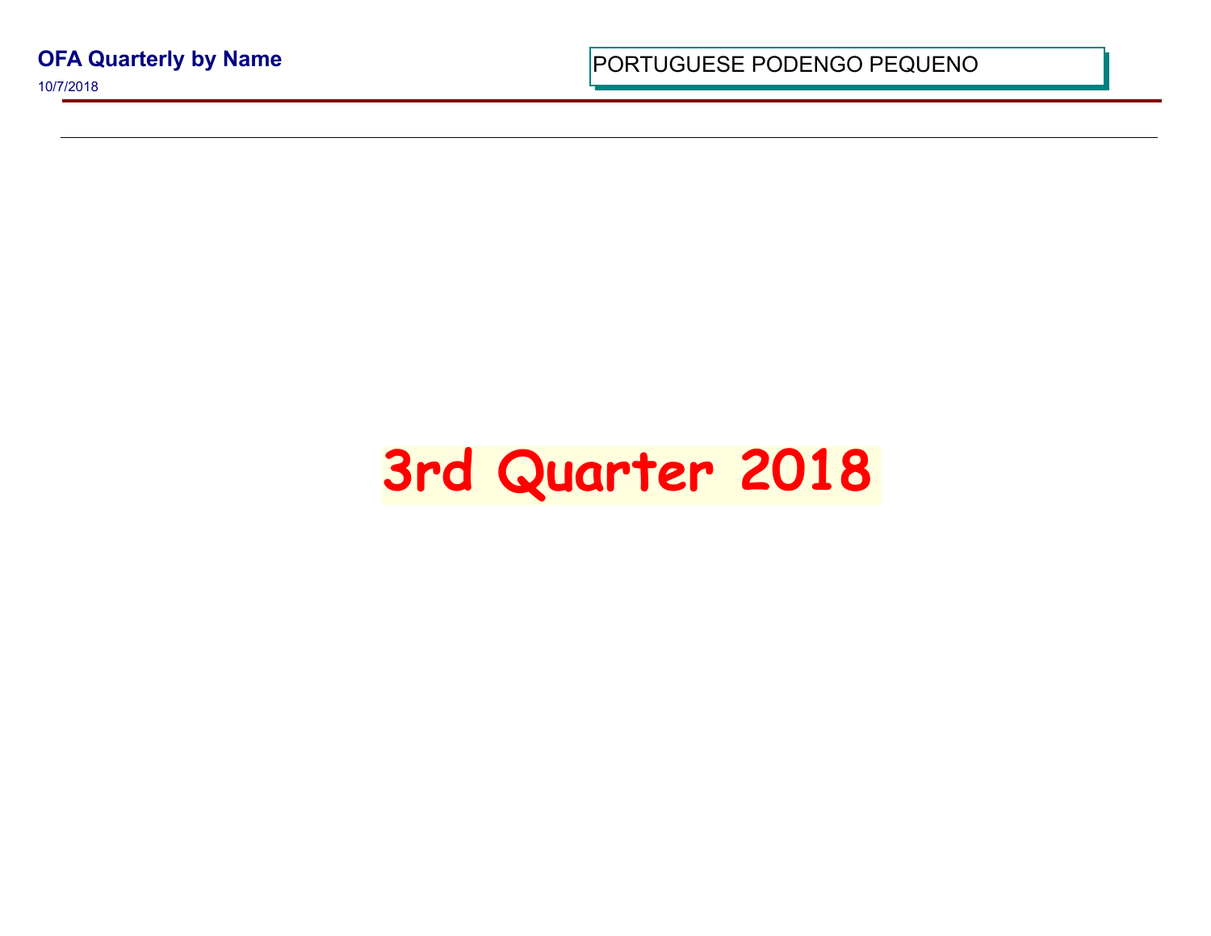**OFA Quarterly by Name**

10/7/2018

PORTUGUESE PODENGO PEQUENO

# 3rd Quarter 2018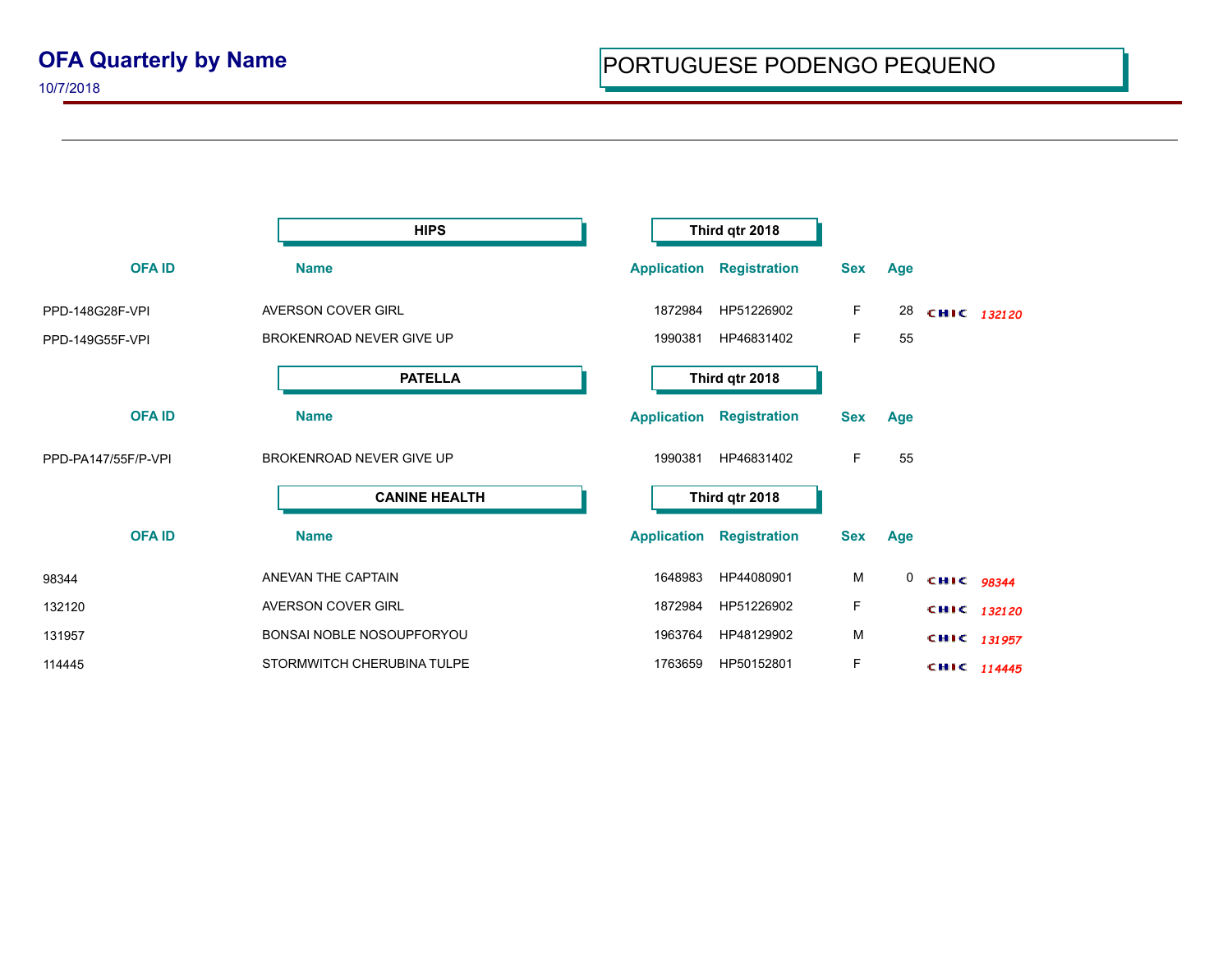# OFA Quarterly by Name

10/7/2018

## PORTUGUESE PODENGO PEQUENO

### HIPS — Third qtr 2018

| OFA ID | Name | Application | Registration | Sex | Age | CHIC |
|---|---|---|---|---|---|---|
| PPD-148G28F-VPI | AVERSON COVER GIRL | 1872984 | HP51226902 | F | 28 | CHIC *132120* |
| PPD-149G55F-VPI | BROKENROAD NEVER GIVE UP | 1990381 | HP46831402 | F | 55 | |

### PATELLA — Third qtr 2018

| OFA ID | Name | Application | Registration | Sex | Age |
|---|---|---|---|---|---|
| PPD-PA147/55F/P-VPI | BROKENROAD NEVER GIVE UP | 1990381 | HP46831402 | F | 55 |

### CANINE HEALTH — Third qtr 2018

| OFA ID | Name | Application | Registration | Sex | Age | CHIC |
|---|---|---|---|---|---|---|
| 98344 | ANEVAN THE CAPTAIN | 1648983 | HP44080901 | M | 0 | CHIC *98344* |
| 132120 | AVERSON COVER GIRL | 1872984 | HP51226902 | F | | CHIC *132120* |
| 131957 | BONSAI NOBLE NOSOUPFORYOU | 1963764 | HP48129902 | M | | CHIC *131957* |
| 114445 | STORMWITCH CHERUBINA TULPE | 1763659 | HP50152801 | F | | CHIC *114445* |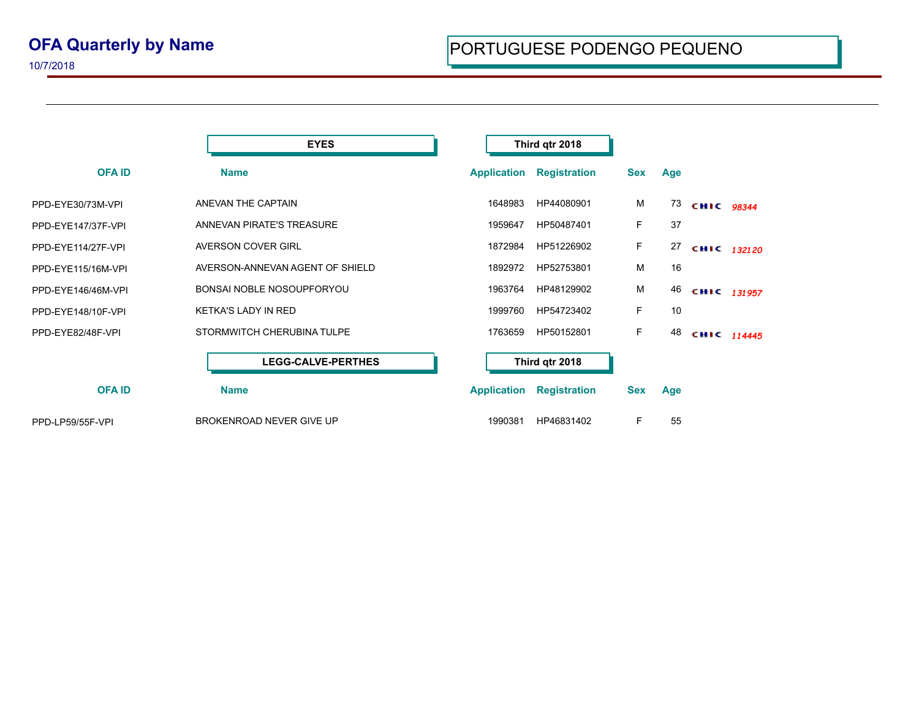# OFA Quarterly by Name

10/7/2018

PORTUGUESE PODENGO PEQUENO

## EYES — Third qtr 2018

| OFA ID | Name | Application | Registration | Sex | Age | | |
|---|---|---|---|---|---|---|---|
| PPD-EYE30/73M-VPI | ANEVAN THE CAPTAIN | 1648983 | HP44080901 | M | 73 | CHIC | 98344 |
| PPD-EYE147/37F-VPI | ANNEVAN PIRATE'S TREASURE | 1959647 | HP50487401 | F | 37 | | |
| PPD-EYE114/27F-VPI | AVERSON COVER GIRL | 1872984 | HP51226902 | F | 27 | CHIC | 132120 |
| PPD-EYE115/16M-VPI | AVERSON-ANNEVAN AGENT OF SHIELD | 1892972 | HP52753801 | M | 16 | | |
| PPD-EYE146/46M-VPI | BONSAI NOBLE NOSOUPFORYOU | 1963764 | HP48129902 | M | 46 | CHIC | 131957 |
| PPD-EYE148/10F-VPI | KETKA'S LADY IN RED | 1999760 | HP54723402 | F | 10 | | |
| PPD-EYE82/48F-VPI | STORMWITCH CHERUBINA TULPE | 1763659 | HP50152801 | F | 48 | CHIC | 114445 |

## LEGG-CALVE-PERTHES — Third qtr 2018

| OFA ID | Name | Application | Registration | Sex | Age |
|---|---|---|---|---|---|
| PPD-LP59/55F-VPI | BROKENROAD NEVER GIVE UP | 1990381 | HP46831402 | F | 55 |